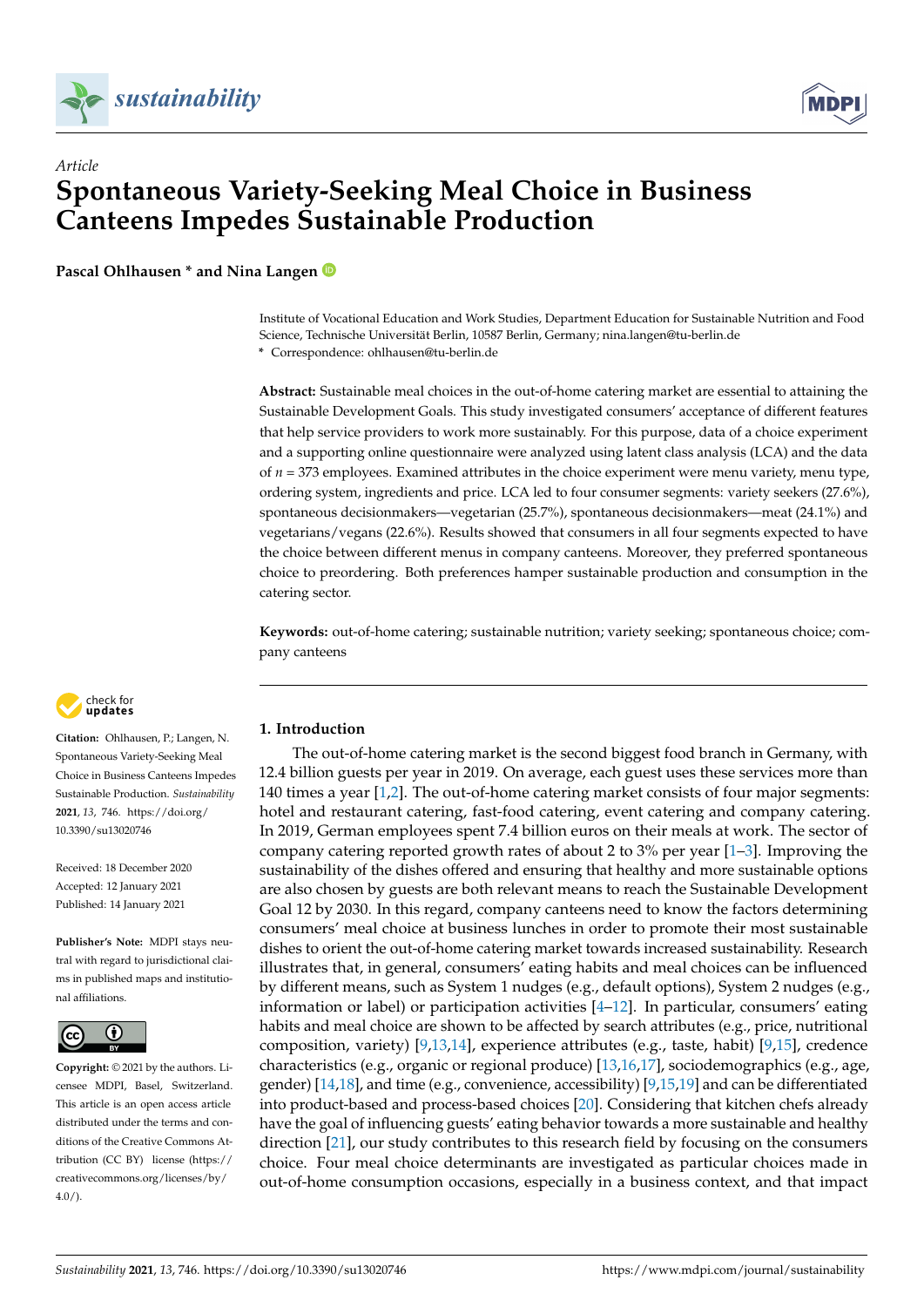*Article*

# Spontaneous Variety-Seeking Meal Choice in Business Canteens Impedes Sustainable Production

**Pascal Ohlhausen * and Nina Langen**

Institute of Vocational Education and Work Studies, Department Education for Sustainable Nutrition and Food Science, Technische Universität Berlin, 10587 Berlin, Germany; nina.langen@tu-berlin.de

* Correspondence: ohlhausen@tu-berlin.de

**Abstract:** Sustainable meal choices in the out-of-home catering market are essential to attaining the Sustainable Development Goals. This study investigated consumers' acceptance of different features that help service providers to work more sustainably. For this purpose, data of a choice experiment and a supporting online questionnaire were analyzed using latent class analysis (LCA) and the data of $n$ = 373 employees. Examined attributes in the choice experiment were menu variety, menu type, ordering system, ingredients and price. LCA led to four consumer segments: variety seekers (27.6%), spontaneous decisionmakers—vegetarian (25.7%), spontaneous decisionmakers—meat (24.1%) and vegetarians/vegans (22.6%). Results showed that consumers in all four segments expected to have the choice between different menus in company canteens. Moreover, they preferred spontaneous choice to preordering. Both preferences hamper sustainable production and consumption in the catering sector.

**Keywords:** out-of-home catering; sustainable nutrition; variety seeking; spontaneous choice; company canteens

**Citation:** Ohlhausen, P.; Langen, N. Spontaneous Variety-Seeking Meal Choice in Business Canteens Impedes Sustainable Production. *Sustainability* **2021**, *13*, 746. https://doi.org/10.3390/su13020746

Received: 18 December 2020
Accepted: 12 January 2021
Published: 14 January 2021

**Publisher's Note:** MDPI stays neutral with regard to jurisdictional claims in published maps and institutional affiliations.

**Copyright:** © 2021 by the authors. Licensee MDPI, Basel, Switzerland. This article is an open access article distributed under the terms and conditions of the Creative Commons Attribution (CC BY) license (https://creativecommons.org/licenses/by/4.0/).

## 1. Introduction

The out-of-home catering market is the second biggest food branch in Germany, with 12.4 billion guests per year in 2019. On average, each guest uses these services more than 140 times a year [1,2]. The out-of-home catering market consists of four major segments: hotel and restaurant catering, fast-food catering, event catering and company catering. In 2019, German employees spent 7.4 billion euros on their meals at work. The sector of company catering reported growth rates of about 2 to 3% per year [1–3]. Improving the sustainability of the dishes offered and ensuring that healthy and more sustainable options are also chosen by guests are both relevant means to reach the Sustainable Development Goal 12 by 2030. In this regard, company canteens need to know the factors determining consumers' meal choice at business lunches in order to promote their most sustainable dishes to orient the out-of-home catering market towards increased sustainability. Research illustrates that, in general, consumers' eating habits and meal choices can be influenced by different means, such as System 1 nudges (e.g., default options), System 2 nudges (e.g., information or label) or participation activities [4–12]. In particular, consumers' eating habits and meal choice are shown to be affected by search attributes (e.g., price, nutritional composition, variety) [9,13,14], experience attributes (e.g., taste, habit) [9,15], credence characteristics (e.g., organic or regional produce) [13,16,17], sociodemographics (e.g., age, gender) [14,18], and time (e.g., convenience, accessibility) [9,15,19] and can be differentiated into product-based and process-based choices [20]. Considering that kitchen chefs already have the goal of influencing guests' eating behavior towards a more sustainable and healthy direction [21], our study contributes to this research field by focusing on the consumers choice. Four meal choice determinants are investigated as particular choices made in out-of-home consumption occasions, especially in a business context, and that impact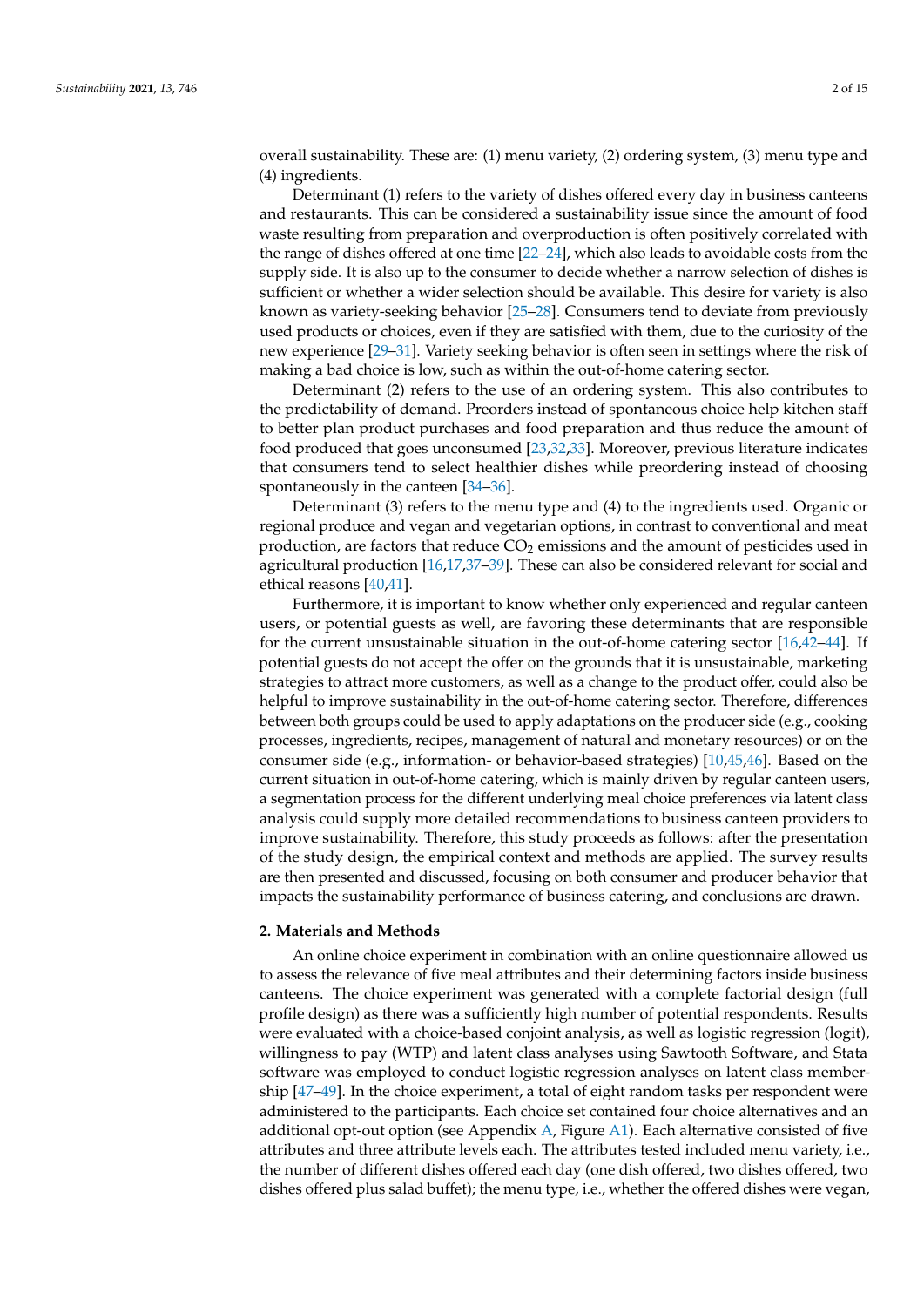overall sustainability. These are: (1) menu variety, (2) ordering system, (3) menu type and (4) ingredients.

Determinant (1) refers to the variety of dishes offered every day in business canteens and restaurants. This can be considered a sustainability issue since the amount of food waste resulting from preparation and overproduction is often positively correlated with the range of dishes offered at one time [22–24], which also leads to avoidable costs from the supply side. It is also up to the consumer to decide whether a narrow selection of dishes is sufficient or whether a wider selection should be available. This desire for variety is also known as variety-seeking behavior [25–28]. Consumers tend to deviate from previously used products or choices, even if they are satisfied with them, due to the curiosity of the new experience [29–31]. Variety seeking behavior is often seen in settings where the risk of making a bad choice is low, such as within the out-of-home catering sector.

Determinant (2) refers to the use of an ordering system. This also contributes to the predictability of demand. Preorders instead of spontaneous choice help kitchen staff to better plan product purchases and food preparation and thus reduce the amount of food produced that goes unconsumed [23,32,33]. Moreover, previous literature indicates that consumers tend to select healthier dishes while preordering instead of choosing spontaneously in the canteen [34–36].

Determinant (3) refers to the menu type and (4) to the ingredients used. Organic or regional produce and vegan and vegetarian options, in contrast to conventional and meat production, are factors that reduce $CO_2$ emissions and the amount of pesticides used in agricultural production [16,17,37–39]. These can also be considered relevant for social and ethical reasons [40,41].

Furthermore, it is important to know whether only experienced and regular canteen users, or potential guests as well, are favoring these determinants that are responsible for the current unsustainable situation in the out-of-home catering sector [16,42–44]. If potential guests do not accept the offer on the grounds that it is unsustainable, marketing strategies to attract more customers, as well as a change to the product offer, could also be helpful to improve sustainability in the out-of-home catering sector. Therefore, differences between both groups could be used to apply adaptations on the producer side (e.g., cooking processes, ingredients, recipes, management of natural and monetary resources) or on the consumer side (e.g., information- or behavior-based strategies) [10,45,46]. Based on the current situation in out-of-home catering, which is mainly driven by regular canteen users, a segmentation process for the different underlying meal choice preferences via latent class analysis could supply more detailed recommendations to business canteen providers to improve sustainability. Therefore, this study proceeds as follows: after the presentation of the study design, the empirical context and methods are applied. The survey results are then presented and discussed, focusing on both consumer and producer behavior that impacts the sustainability performance of business catering, and conclusions are drawn.

## 2. Materials and Methods

An online choice experiment in combination with an online questionnaire allowed us to assess the relevance of five meal attributes and their determining factors inside business canteens. The choice experiment was generated with a complete factorial design (full profile design) as there was a sufficiently high number of potential respondents. Results were evaluated with a choice-based conjoint analysis, as well as logistic regression (logit), willingness to pay (WTP) and latent class analyses using Sawtooth Software, and Stata software was employed to conduct logistic regression analyses on latent class membership [47–49]. In the choice experiment, a total of eight random tasks per respondent were administered to the participants. Each choice set contained four choice alternatives and an additional opt-out option (see Appendix A, Figure A1). Each alternative consisted of five attributes and three attribute levels each. The attributes tested included menu variety, i.e., the number of different dishes offered each day (one dish offered, two dishes offered, two dishes offered plus salad buffet); the menu type, i.e., whether the offered dishes were vegan,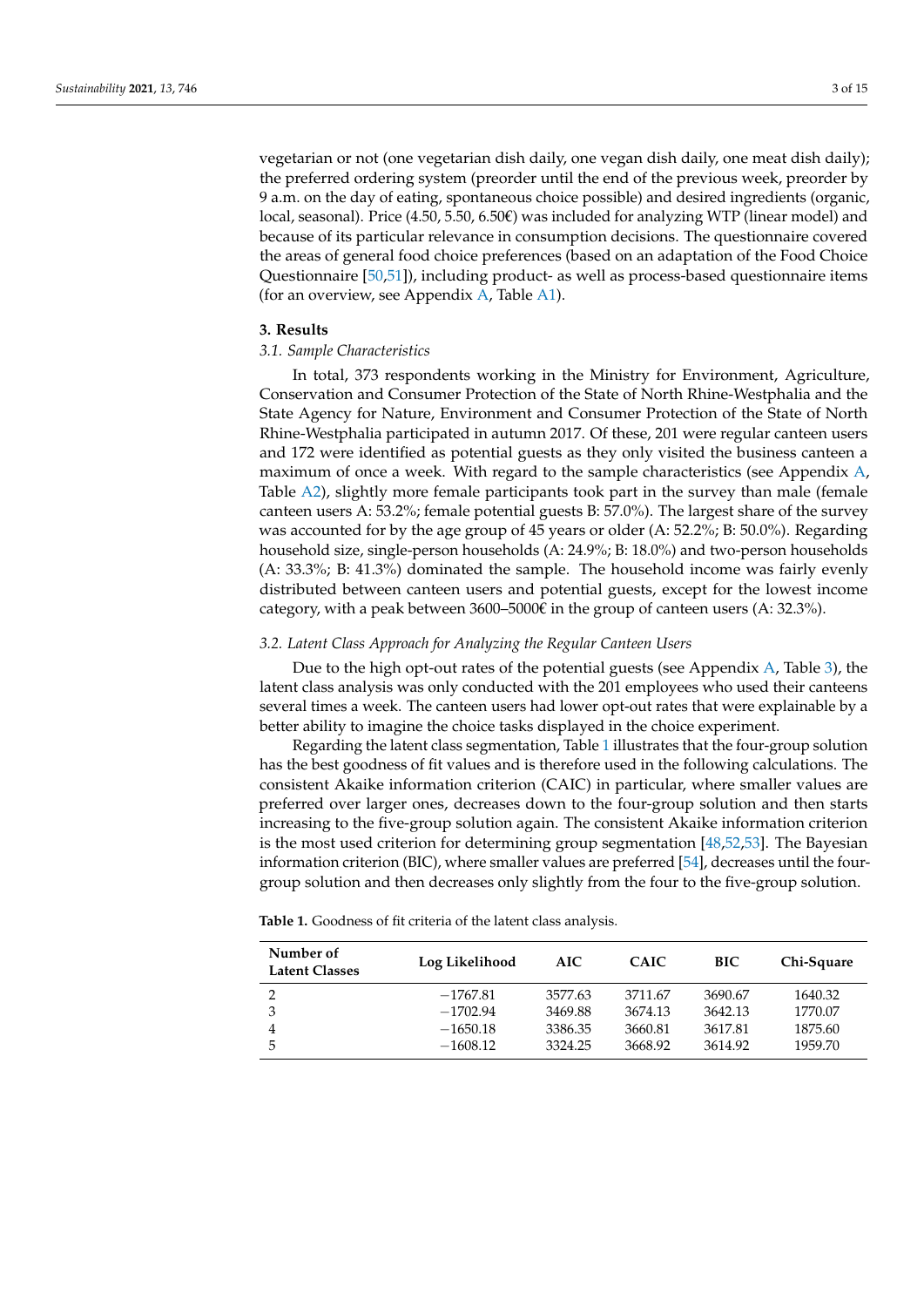vegetarian or not (one vegetarian dish daily, one vegan dish daily, one meat dish daily); the preferred ordering system (preorder until the end of the previous week, preorder by 9 a.m. on the day of eating, spontaneous choice possible) and desired ingredients (organic, local, seasonal). Price (4.50, 5.50, 6.50€) was included for analyzing WTP (linear model) and because of its particular relevance in consumption decisions. The questionnaire covered the areas of general food choice preferences (based on an adaptation of the Food Choice Questionnaire [50,51]), including product- as well as process-based questionnaire items (for an overview, see Appendix A, Table A1).

## 3. Results

### 3.1. Sample Characteristics

In total, 373 respondents working in the Ministry for Environment, Agriculture, Conservation and Consumer Protection of the State of North Rhine-Westphalia and the State Agency for Nature, Environment and Consumer Protection of the State of North Rhine-Westphalia participated in autumn 2017. Of these, 201 were regular canteen users and 172 were identified as potential guests as they only visited the business canteen a maximum of once a week. With regard to the sample characteristics (see Appendix A, Table A2), slightly more female participants took part in the survey than male (female canteen users A: 53.2%; female potential guests B: 57.0%). The largest share of the survey was accounted for by the age group of 45 years or older (A: 52.2%; B: 50.0%). Regarding household size, single-person households (A: 24.9%; B: 18.0%) and two-person households (A: 33.3%; B: 41.3%) dominated the sample. The household income was fairly evenly distributed between canteen users and potential guests, except for the lowest income category, with a peak between 3600–5000€ in the group of canteen users (A: 32.3%).

### 3.2. Latent Class Approach for Analyzing the Regular Canteen Users

Due to the high opt-out rates of the potential guests (see Appendix A, Table 3), the latent class analysis was only conducted with the 201 employees who used their canteens several times a week. The canteen users had lower opt-out rates that were explainable by a better ability to imagine the choice tasks displayed in the choice experiment.

Regarding the latent class segmentation, Table 1 illustrates that the four-group solution has the best goodness of fit values and is therefore used in the following calculations. The consistent Akaike information criterion (CAIC) in particular, where smaller values are preferred over larger ones, decreases down to the four-group solution and then starts increasing to the five-group solution again. The consistent Akaike information criterion is the most used criterion for determining group segmentation [48,52,53]. The Bayesian information criterion (BIC), where smaller values are preferred [54], decreases until the four-group solution and then decreases only slightly from the four to the five-group solution.

**Table 1.** Goodness of fit criteria of the latent class analysis.

| Number of Latent Classes | Log Likelihood | AIC | CAIC | BIC | Chi-Square |
|---|---|---|---|---|---|
| 2 | −1767.81 | 3577.63 | 3711.67 | 3690.67 | 1640.32 |
| 3 | −1702.94 | 3469.88 | 3674.13 | 3642.13 | 1770.07 |
| 4 | −1650.18 | 3386.35 | 3660.81 | 3617.81 | 1875.60 |
| 5 | −1608.12 | 3324.25 | 3668.92 | 3614.92 | 1959.70 |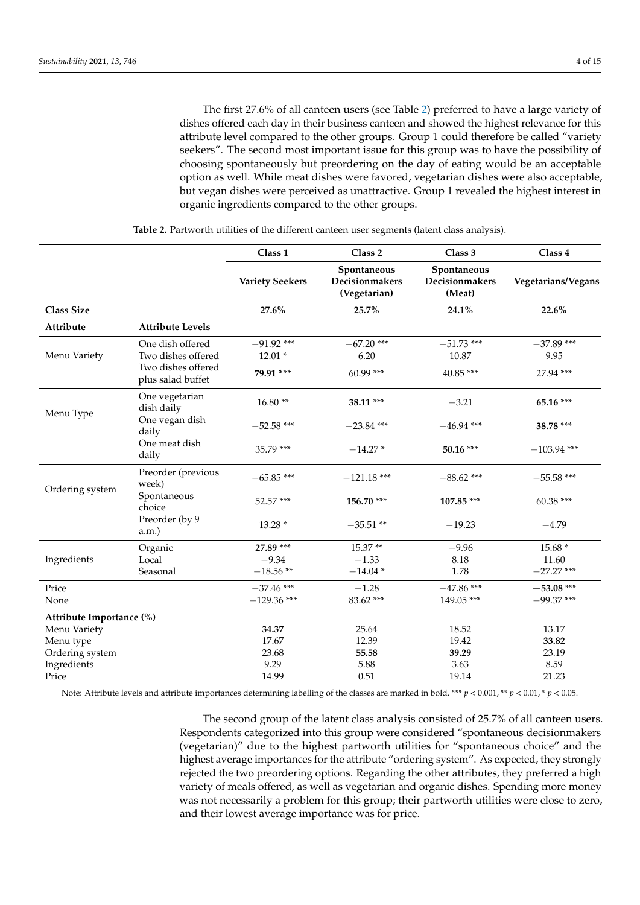The first 27.6% of all canteen users (see Table 2) preferred to have a large variety of dishes offered each day in their business canteen and showed the highest relevance for this attribute level compared to the other groups. Group 1 could therefore be called "variety seekers". The second most important issue for this group was to have the possibility of choosing spontaneously but preordering on the day of eating would be an acceptable option as well. While meat dishes were favored, vegetarian dishes were also acceptable, but vegan dishes were perceived as unattractive. Group 1 revealed the highest interest in organic ingredients compared to the other groups.

**Table 2.** Partworth utilities of the different canteen user segments (latent class analysis).

| | | Class 1 | Class 2 | Class 3 | Class 4 |
|---|---|---|---|---|---|
| | | Variety Seekers | Spontaneous Decisionmakers (Vegetarian) | Spontaneous Decisionmakers (Meat) | Vegetarians/Vegans |
| **Class Size** | | **27.6%** | **25.7%** | **24.1%** | **22.6%** |
| **Attribute** | **Attribute Levels** | | | | |
| Menu Variety | One dish offered | −91.92 *** | −67.20 *** | −51.73 *** | −37.89 *** |
| | Two dishes offered | 12.01 * | 6.20 | 10.87 | 9.95 |
| | Two dishes offered plus salad buffet | **79.91** *** | 60.99 *** | 40.85 *** | 27.94 *** |
| Menu Type | One vegetarian dish daily | 16.80 ** | **38.11** *** | −3.21 | **65.16** *** |
| | One vegan dish daily | −52.58 *** | −23.84 *** | −46.94 *** | **38.78** *** |
| | One meat dish daily | 35.79 *** | −14.27 * | **50.16** *** | −103.94 *** |
| Ordering system | Preorder (previous week) | −65.85 *** | −121.18 *** | −88.62 *** | −55.58 *** |
| | Spontaneous choice | 52.57 *** | **156.70** *** | **107.85** *** | 60.38 *** |
| | Preorder (by 9 a.m.) | 13.28 * | −35.51 ** | −19.23 | −4.79 |
| Ingredients | Organic | **27.89** *** | 15.37 ** | −9.96 | 15.68 * |
| | Local | −9.34 | −1.33 | 8.18 | 11.60 |
| | Seasonal | −18.56 ** | −14.04 * | 1.78 | −27.27 *** |
| Price | | −37.46 *** | −1.28 | −47.86 *** | **−53.08** *** |
| None | | −129.36 *** | 83.62 *** | 149.05 *** | −99.37 *** |
| **Attribute Importance (%)** | | | | | |
| Menu Variety | | **34.37** | 25.64 | 18.52 | 13.17 |
| Menu type | | 17.67 | 12.39 | 19.42 | **33.82** |
| Ordering system | | 23.68 | **55.58** | **39.29** | 23.19 |
| Ingredients | | 9.29 | 5.88 | 3.63 | 8.59 |
| Price | | 14.99 | 0.51 | 19.14 | 21.23 |

Note: Attribute levels and attribute importances determining labelling of the classes are marked in bold. *** $p < 0.001$, ** $p < 0.01$, * $p < 0.05$.

The second group of the latent class analysis consisted of 25.7% of all canteen users. Respondents categorized into this group were considered "spontaneous decisionmakers (vegetarian)" due to the highest partworth utilities for "spontaneous choice" and the highest average importances for the attribute "ordering system". As expected, they strongly rejected the two preordering options. Regarding the other attributes, they preferred a high variety of meals offered, as well as vegetarian and organic dishes. Spending more money was not necessarily a problem for this group; their partworth utilities were close to zero, and their lowest average importance was for price.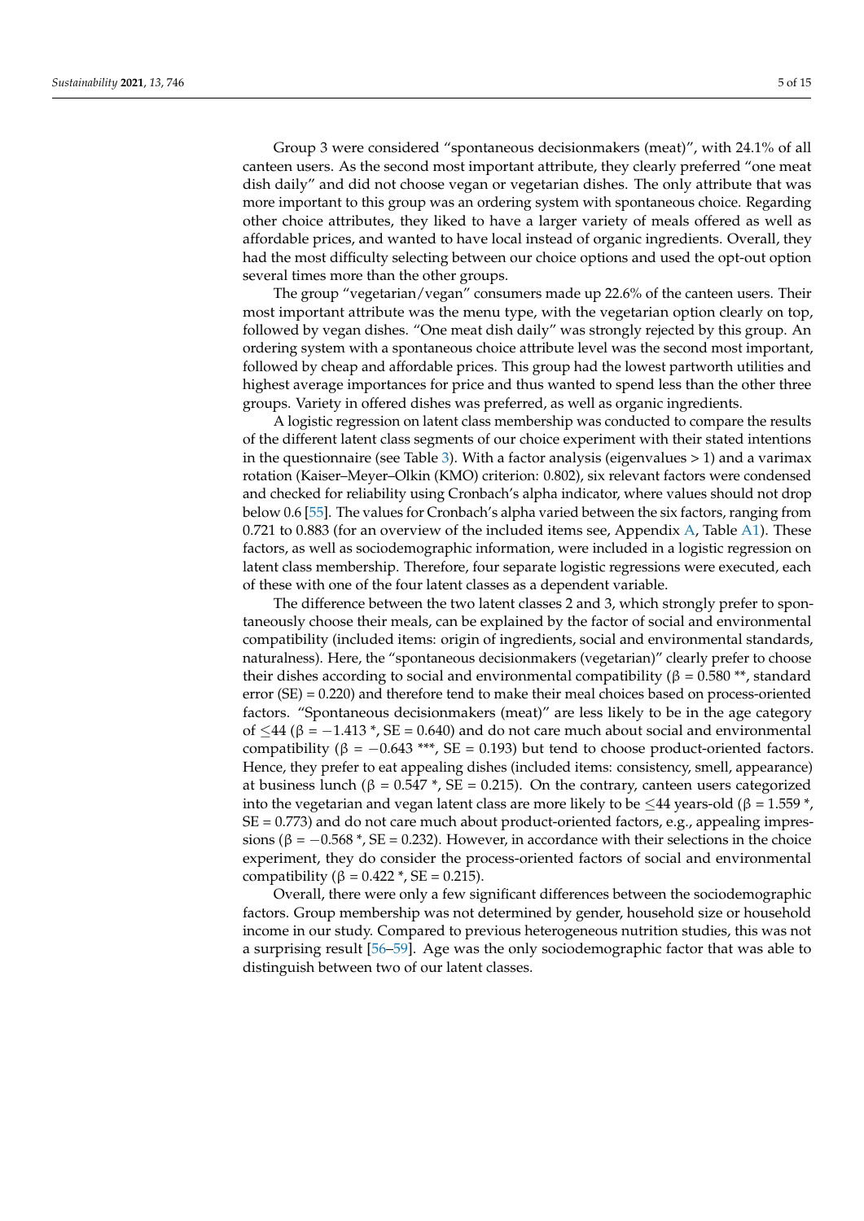Group 3 were considered "spontaneous decisionmakers (meat)", with 24.1% of all canteen users. As the second most important attribute, they clearly preferred "one meat dish daily" and did not choose vegan or vegetarian dishes. The only attribute that was more important to this group was an ordering system with spontaneous choice. Regarding other choice attributes, they liked to have a larger variety of meals offered as well as affordable prices, and wanted to have local instead of organic ingredients. Overall, they had the most difficulty selecting between our choice options and used the opt-out option several times more than the other groups.

The group "vegetarian/vegan" consumers made up 22.6% of the canteen users. Their most important attribute was the menu type, with the vegetarian option clearly on top, followed by vegan dishes. "One meat dish daily" was strongly rejected by this group. An ordering system with a spontaneous choice attribute level was the second most important, followed by cheap and affordable prices. This group had the lowest partworth utilities and highest average importances for price and thus wanted to spend less than the other three groups. Variety in offered dishes was preferred, as well as organic ingredients.

A logistic regression on latent class membership was conducted to compare the results of the different latent class segments of our choice experiment with their stated intentions in the questionnaire (see Table 3). With a factor analysis (eigenvalues > 1) and a varimax rotation (Kaiser–Meyer–Olkin (KMO) criterion: 0.802), six relevant factors were condensed and checked for reliability using Cronbach's alpha indicator, where values should not drop below 0.6 [55]. The values for Cronbach's alpha varied between the six factors, ranging from 0.721 to 0.883 (for an overview of the included items see, Appendix A, Table A1). These factors, as well as sociodemographic information, were included in a logistic regression on latent class membership. Therefore, four separate logistic regressions were executed, each of these with one of the four latent classes as a dependent variable.

The difference between the two latent classes 2 and 3, which strongly prefer to spontaneously choose their meals, can be explained by the factor of social and environmental compatibility (included items: origin of ingredients, social and environmental standards, naturalness). Here, the "spontaneous decisionmakers (vegetarian)" clearly prefer to choose their dishes according to social and environmental compatibility ($\beta = 0.580$ **, standard error (SE) = 0.220) and therefore tend to make their meal choices based on process-oriented factors. "Spontaneous decisionmakers (meat)" are less likely to be in the age category of $\leq 44$ ($\beta = -1.413$ *, SE = 0.640) and do not care much about social and environmental compatibility ($\beta = -0.643$ ***, SE = 0.193) but tend to choose product-oriented factors. Hence, they prefer to eat appealing dishes (included items: consistency, smell, appearance) at business lunch ($\beta = 0.547$ *, SE = 0.215). On the contrary, canteen users categorized into the vegetarian and vegan latent class are more likely to be $\leq 44$ years-old ($\beta = 1.559$ *, SE = 0.773) and do not care much about product-oriented factors, e.g., appealing impressions ($\beta = -0.568$ *, SE = 0.232). However, in accordance with their selections in the choice experiment, they do consider the process-oriented factors of social and environmental compatibility ($\beta = 0.422$ *, SE = 0.215).

Overall, there were only a few significant differences between the sociodemographic factors. Group membership was not determined by gender, household size or household income in our study. Compared to previous heterogeneous nutrition studies, this was not a surprising result [56–59]. Age was the only sociodemographic factor that was able to distinguish between two of our latent classes.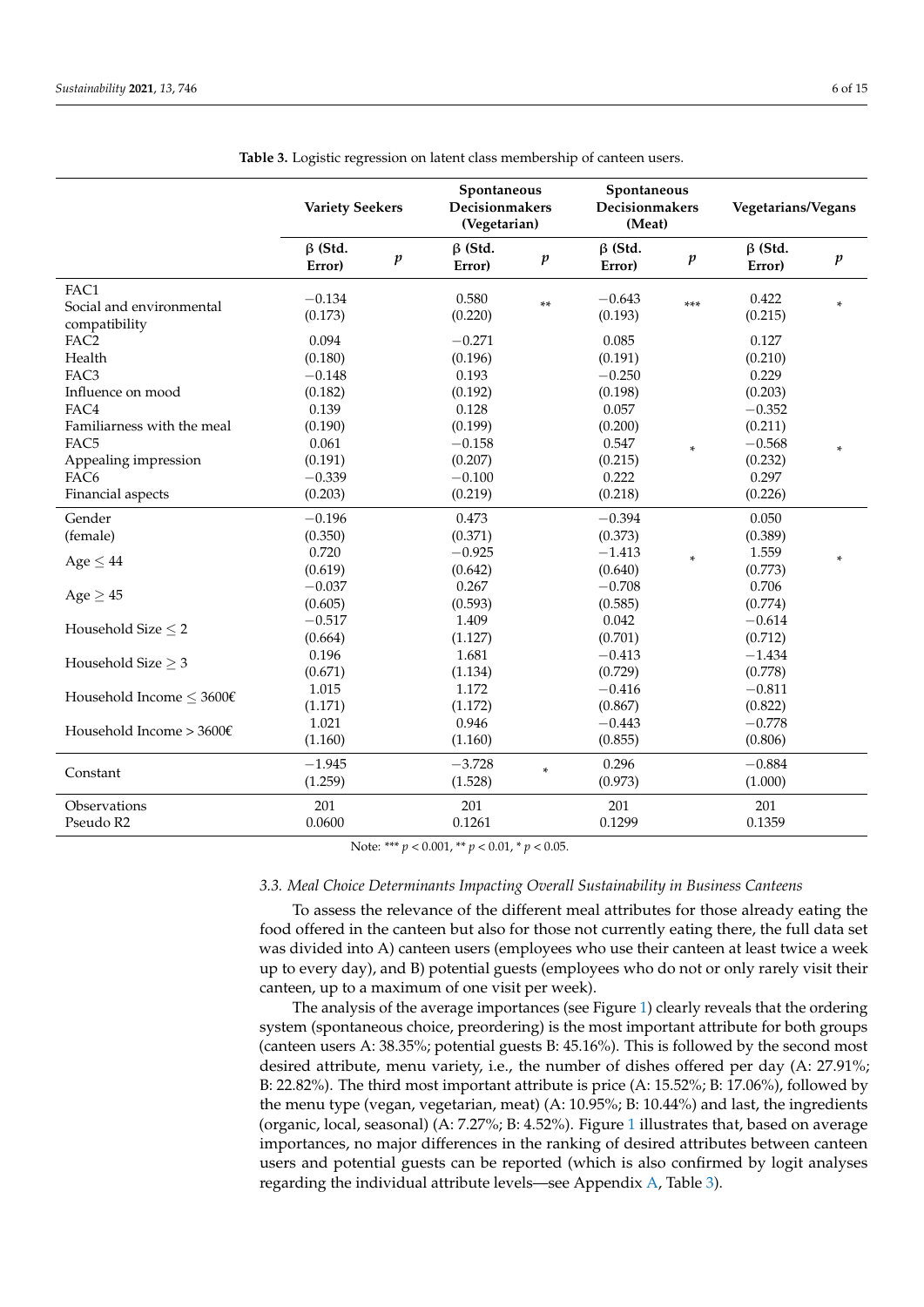**Table 3.** Logistic regression on latent class membership of canteen users.

| | Variety Seekers | | Spontaneous Decisionmakers (Vegetarian) | | Spontaneous Decisionmakers (Meat) | | Vegetarians/Vegans | |
|---|---|---|---|---|---|---|---|---|
| | β (Std. Error) | *p* | β (Std. Error) | *p* | β (Std. Error) | *p* | β (Std. Error) | *p* |
| FAC1 Social and environmental compatibility | −0.134 (0.173) | | 0.580 (0.220) | ** | −0.643 (0.193) | *** | 0.422 (0.215) | * |
| FAC2 Health | 0.094 (0.180) | | −0.271 (0.196) | | 0.085 (0.191) | | 0.127 (0.210) | |
| FAC3 Influence on mood | −0.148 (0.182) | | 0.193 (0.192) | | −0.250 (0.198) | | 0.229 (0.203) | |
| FAC4 Familiarness with the meal | 0.139 (0.190) | | 0.128 (0.199) | | 0.057 (0.200) | | −0.352 (0.211) | |
| FAC5 Appealing impression | 0.061 (0.191) | | −0.158 (0.207) | | 0.547 (0.215) | * | −0.568 (0.232) | * |
| FAC6 Financial aspects | −0.339 (0.203) | | −0.100 (0.219) | | 0.222 (0.218) | | 0.297 (0.226) | |
| Gender (female) | −0.196 (0.350) | | 0.473 (0.371) | | −0.394 (0.373) | | 0.050 (0.389) | |
| Age ≤ 44 | 0.720 (0.619) | | −0.925 (0.642) | | −1.413 (0.640) | * | 1.559 (0.773) | * |
| Age ≥ 45 | −0.037 (0.605) | | 0.267 (0.593) | | −0.708 (0.585) | | 0.706 (0.774) | |
| Household Size ≤ 2 | −0.517 (0.664) | | 1.409 (1.127) | | 0.042 (0.701) | | −0.614 (0.712) | |
| Household Size ≥ 3 | 0.196 (0.671) | | 1.681 (1.134) | | −0.413 (0.729) | | −1.434 (0.778) | |
| Household Income ≤ 3600€ | 1.015 (1.171) | | 1.172 (1.172) | | −0.416 (0.867) | | −0.811 (0.822) | |
| Household Income > 3600€ | 1.021 (1.160) | | 0.946 (1.160) | | −0.443 (0.855) | | −0.778 (0.806) | |
| Constant | −1.945 (1.259) | | −3.728 (1.528) | * | 0.296 (0.973) | | −0.884 (1.000) | |
| Observations | 201 | | 201 | | 201 | | 201 | |
| Pseudo R2 | 0.0600 | | 0.1261 | | 0.1299 | | 0.1359 | |

Note: *** $p < 0.001$, ** $p < 0.01$, * $p < 0.05$.

### 3.3. Meal Choice Determinants Impacting Overall Sustainability in Business Canteens

To assess the relevance of the different meal attributes for those already eating the food offered in the canteen but also for those not currently eating there, the full data set was divided into A) canteen users (employees who use their canteen at least twice a week up to every day), and B) potential guests (employees who do not or only rarely visit their canteen, up to a maximum of one visit per week).

The analysis of the average importances (see Figure 1) clearly reveals that the ordering system (spontaneous choice, preordering) is the most important attribute for both groups (canteen users A: 38.35%; potential guests B: 45.16%). This is followed by the second most desired attribute, menu variety, i.e., the number of dishes offered per day (A: 27.91%; B: 22.82%). The third most important attribute is price (A: 15.52%; B: 17.06%), followed by the menu type (vegan, vegetarian, meat) (A: 10.95%; B: 10.44%) and last, the ingredients (organic, local, seasonal) (A: 7.27%; B: 4.52%). Figure 1 illustrates that, based on average importances, no major differences in the ranking of desired attributes between canteen users and potential guests can be reported (which is also confirmed by logit analyses regarding the individual attribute levels—see Appendix A, Table 3).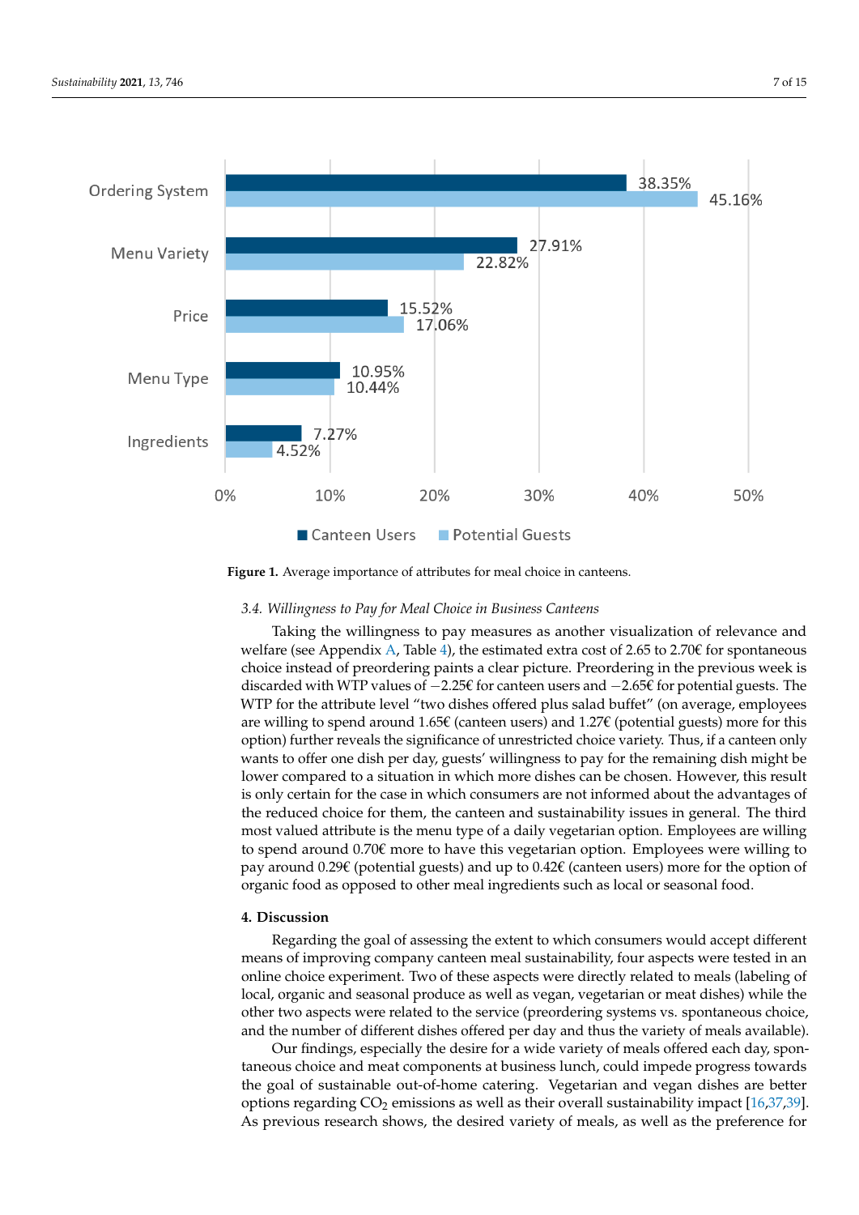| | Canteen Users | Potential Guests |
|---|---|---|
| Ordering System | 38.35% | 45.16% |
| Menu Variety | 27.91% | 22.82% |
| Price | 15.52% | 17.06% |
| Menu Type | 10.95% | 10.44% |
| Ingredients | 7.27% | 4.52% |

**Figure 1.** Average importance of attributes for meal choice in canteens.

### 3.4. Willingness to Pay for Meal Choice in Business Canteens

Taking the willingness to pay measures as another visualization of relevance and welfare (see Appendix A, Table 4), the estimated extra cost of 2.65 to 2.70€ for spontaneous choice instead of preordering paints a clear picture. Preordering in the previous week is discarded with WTP values of −2.25€ for canteen users and −2.65€ for potential guests. The WTP for the attribute level "two dishes offered plus salad buffet" (on average, employees are willing to spend around 1.65€ (canteen users) and 1.27€ (potential guests) more for this option) further reveals the significance of unrestricted choice variety. Thus, if a canteen only wants to offer one dish per day, guests' willingness to pay for the remaining dish might be lower compared to a situation in which more dishes can be chosen. However, this result is only certain for the case in which consumers are not informed about the advantages of the reduced choice for them, the canteen and sustainability issues in general. The third most valued attribute is the menu type of a daily vegetarian option. Employees are willing to spend around 0.70€ more to have this vegetarian option. Employees were willing to pay around 0.29€ (potential guests) and up to 0.42€ (canteen users) more for the option of organic food as opposed to other meal ingredients such as local or seasonal food.

## 4. Discussion

Regarding the goal of assessing the extent to which consumers would accept different means of improving company canteen meal sustainability, four aspects were tested in an online choice experiment. Two of these aspects were directly related to meals (labeling of local, organic and seasonal produce as well as vegan, vegetarian or meat dishes) while the other two aspects were related to the service (preordering systems vs. spontaneous choice, and the number of different dishes offered per day and thus the variety of meals available).

Our findings, especially the desire for a wide variety of meals offered each day, spontaneous choice and meat components at business lunch, could impede progress towards the goal of sustainable out-of-home catering. Vegetarian and vegan dishes are better options regarding $CO_2$ emissions as well as their overall sustainability impact [16,37,39]. As previous research shows, the desired variety of meals, as well as the preference for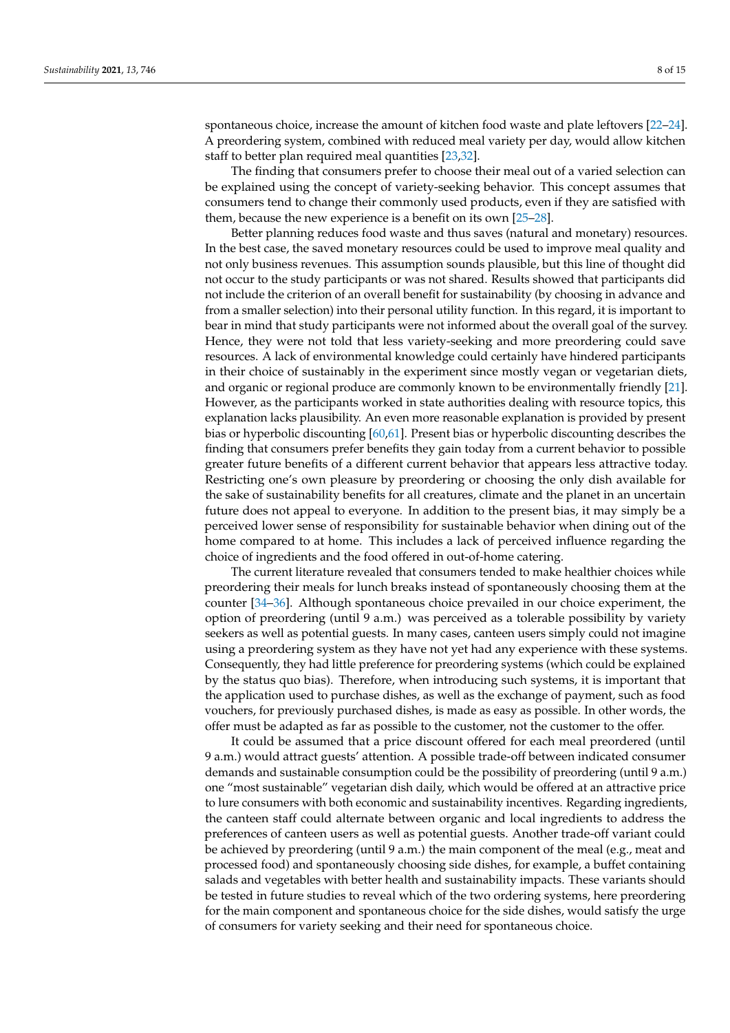spontaneous choice, increase the amount of kitchen food waste and plate leftovers [22–24]. A preordering system, combined with reduced meal variety per day, would allow kitchen staff to better plan required meal quantities [23,32].

The finding that consumers prefer to choose their meal out of a varied selection can be explained using the concept of variety-seeking behavior. This concept assumes that consumers tend to change their commonly used products, even if they are satisfied with them, because the new experience is a benefit on its own [25–28].

Better planning reduces food waste and thus saves (natural and monetary) resources. In the best case, the saved monetary resources could be used to improve meal quality and not only business revenues. This assumption sounds plausible, but this line of thought did not occur to the study participants or was not shared. Results showed that participants did not include the criterion of an overall benefit for sustainability (by choosing in advance and from a smaller selection) into their personal utility function. In this regard, it is important to bear in mind that study participants were not informed about the overall goal of the survey. Hence, they were not told that less variety-seeking and more preordering could save resources. A lack of environmental knowledge could certainly have hindered participants in their choice of sustainably in the experiment since mostly vegan or vegetarian diets, and organic or regional produce are commonly known to be environmentally friendly [21]. However, as the participants worked in state authorities dealing with resource topics, this explanation lacks plausibility. An even more reasonable explanation is provided by present bias or hyperbolic discounting [60,61]. Present bias or hyperbolic discounting describes the finding that consumers prefer benefits they gain today from a current behavior to possible greater future benefits of a different current behavior that appears less attractive today. Restricting one's own pleasure by preordering or choosing the only dish available for the sake of sustainability benefits for all creatures, climate and the planet in an uncertain future does not appeal to everyone. In addition to the present bias, it may simply be a perceived lower sense of responsibility for sustainable behavior when dining out of the home compared to at home. This includes a lack of perceived influence regarding the choice of ingredients and the food offered in out-of-home catering.

The current literature revealed that consumers tended to make healthier choices while preordering their meals for lunch breaks instead of spontaneously choosing them at the counter [34–36]. Although spontaneous choice prevailed in our choice experiment, the option of preordering (until 9 a.m.) was perceived as a tolerable possibility by variety seekers as well as potential guests. In many cases, canteen users simply could not imagine using a preordering system as they have not yet had any experience with these systems. Consequently, they had little preference for preordering systems (which could be explained by the status quo bias). Therefore, when introducing such systems, it is important that the application used to purchase dishes, as well as the exchange of payment, such as food vouchers, for previously purchased dishes, is made as easy as possible. In other words, the offer must be adapted as far as possible to the customer, not the customer to the offer.

It could be assumed that a price discount offered for each meal preordered (until 9 a.m.) would attract guests' attention. A possible trade-off between indicated consumer demands and sustainable consumption could be the possibility of preordering (until 9 a.m.) one "most sustainable" vegetarian dish daily, which would be offered at an attractive price to lure consumers with both economic and sustainability incentives. Regarding ingredients, the canteen staff could alternate between organic and local ingredients to address the preferences of canteen users as well as potential guests. Another trade-off variant could be achieved by preordering (until 9 a.m.) the main component of the meal (e.g., meat and processed food) and spontaneously choosing side dishes, for example, a buffet containing salads and vegetables with better health and sustainability impacts. These variants should be tested in future studies to reveal which of the two ordering systems, here preordering for the main component and spontaneous choice for the side dishes, would satisfy the urge of consumers for variety seeking and their need for spontaneous choice.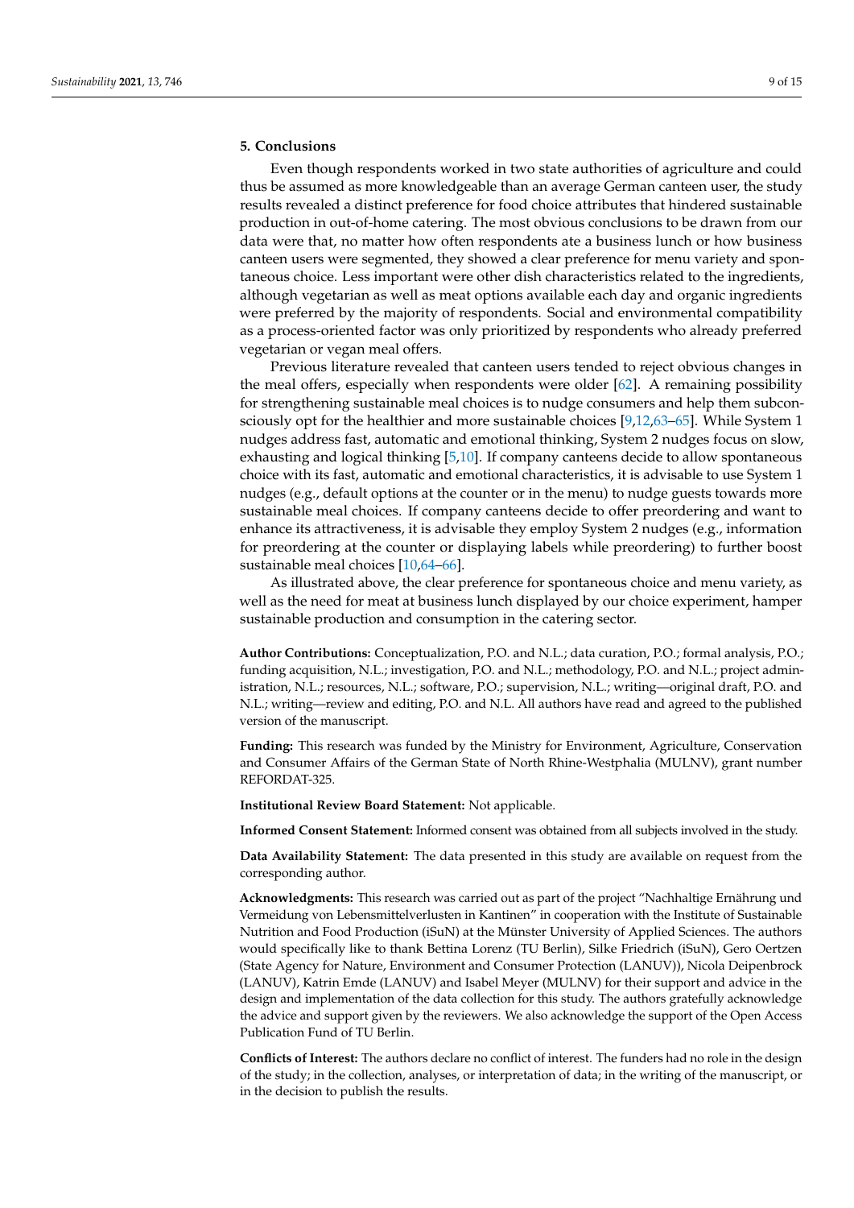## 5. Conclusions

Even though respondents worked in two state authorities of agriculture and could thus be assumed as more knowledgeable than an average German canteen user, the study results revealed a distinct preference for food choice attributes that hindered sustainable production in out-of-home catering. The most obvious conclusions to be drawn from our data were that, no matter how often respondents ate a business lunch or how business canteen users were segmented, they showed a clear preference for menu variety and spontaneous choice. Less important were other dish characteristics related to the ingredients, although vegetarian as well as meat options available each day and organic ingredients were preferred by the majority of respondents. Social and environmental compatibility as a process-oriented factor was only prioritized by respondents who already preferred vegetarian or vegan meal offers.

Previous literature revealed that canteen users tended to reject obvious changes in the meal offers, especially when respondents were older [62]. A remaining possibility for strengthening sustainable meal choices is to nudge consumers and help them subconsciously opt for the healthier and more sustainable choices [9,12,63–65]. While System 1 nudges address fast, automatic and emotional thinking, System 2 nudges focus on slow, exhausting and logical thinking [5,10]. If company canteens decide to allow spontaneous choice with its fast, automatic and emotional characteristics, it is advisable to use System 1 nudges (e.g., default options at the counter or in the menu) to nudge guests towards more sustainable meal choices. If company canteens decide to offer preordering and want to enhance its attractiveness, it is advisable they employ System 2 nudges (e.g., information for preordering at the counter or displaying labels while preordering) to further boost sustainable meal choices [10,64–66].

As illustrated above, the clear preference for spontaneous choice and menu variety, as well as the need for meat at business lunch displayed by our choice experiment, hamper sustainable production and consumption in the catering sector.

**Author Contributions:** Conceptualization, P.O. and N.L.; data curation, P.O.; formal analysis, P.O.; funding acquisition, N.L.; investigation, P.O. and N.L.; methodology, P.O. and N.L.; project administration, N.L.; resources, N.L.; software, P.O.; supervision, N.L.; writing—original draft, P.O. and N.L.; writing—review and editing, P.O. and N.L. All authors have read and agreed to the published version of the manuscript.

**Funding:** This research was funded by the Ministry for Environment, Agriculture, Conservation and Consumer Affairs of the German State of North Rhine-Westphalia (MULNV), grant number REFORDAT-325.

**Institutional Review Board Statement:** Not applicable.

**Informed Consent Statement:** Informed consent was obtained from all subjects involved in the study.

**Data Availability Statement:** The data presented in this study are available on request from the corresponding author.

**Acknowledgments:** This research was carried out as part of the project "Nachhaltige Ernährung und Vermeidung von Lebensmittelverlusten in Kantinen" in cooperation with the Institute of Sustainable Nutrition and Food Production (iSuN) at the Münster University of Applied Sciences. The authors would specifically like to thank Bettina Lorenz (TU Berlin), Silke Friedrich (iSuN), Gero Oertzen (State Agency for Nature, Environment and Consumer Protection (LANUV)), Nicola Deipenbrock (LANUV), Katrin Emde (LANUV) and Isabel Meyer (MULNV) for their support and advice in the design and implementation of the data collection for this study. The authors gratefully acknowledge the advice and support given by the reviewers. We also acknowledge the support of the Open Access Publication Fund of TU Berlin.

**Conflicts of Interest:** The authors declare no conflict of interest. The funders had no role in the design of the study; in the collection, analyses, or interpretation of data; in the writing of the manuscript, or in the decision to publish the results.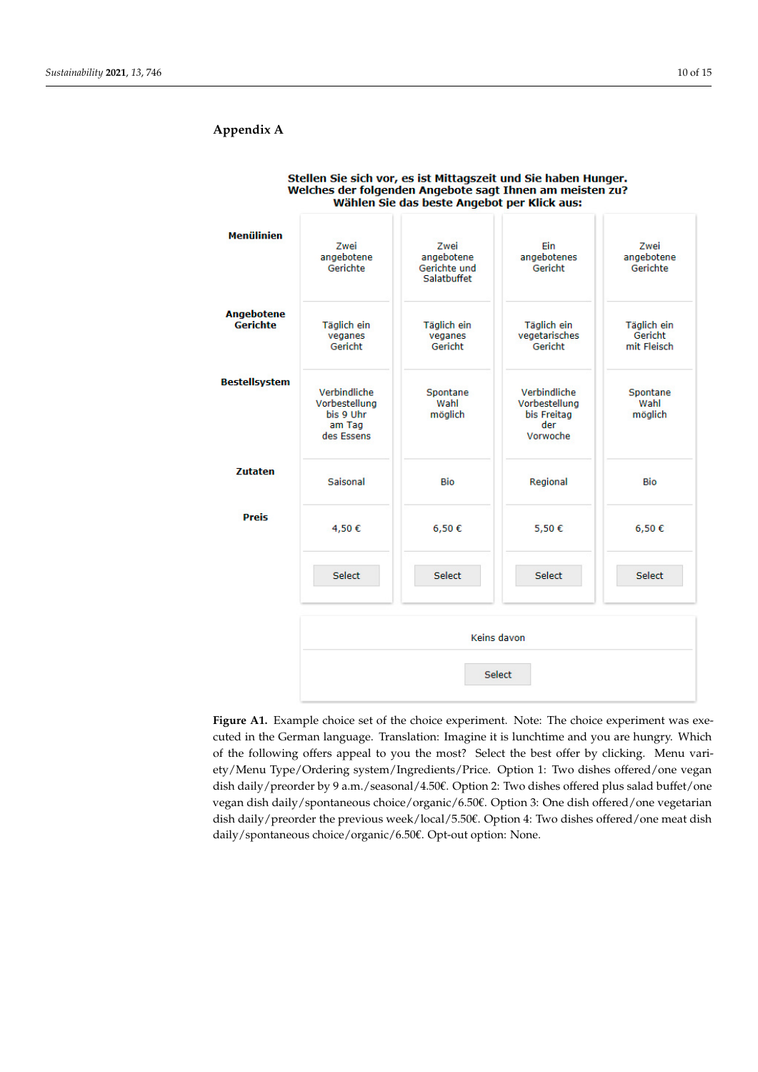## Appendix A

**Stellen Sie sich vor, es ist Mittagszeit und Sie haben Hunger.**
**Welches der folgenden Angebote sagt Ihnen am meisten zu?**
**Wählen Sie das beste Angebot per Klick aus:**

| | | | | |
|---|---|---|---|---|
| **Menülinien** | Zwei angebotene Gerichte | Zwei angebotene Gerichte und Salatbuffet | Ein angebotenes Gericht | Zwei angebotene Gerichte |
| **Angebotene Gerichte** | Täglich ein veganes Gericht | Täglich ein veganes Gericht | Täglich ein vegetarisches Gericht | Täglich ein Gericht mit Fleisch |
| **Bestellsystem** | Verbindliche Vorbestellung bis 9 Uhr am Tag des Essens | Spontane Wahl möglich | Verbindliche Vorbestellung bis Freitag der Vorwoche | Spontane Wahl möglich |
| **Zutaten** | Saisonal | Bio | Regional | Bio |
| **Preis** | 4,50 € | 6,50 € | 5,50 € | 6,50 € |
| | Select | Select | Select | Select |

| Keins davon |
|---|
| Select |

**Figure A1.** Example choice set of the choice experiment. Note: The choice experiment was executed in the German language. Translation: Imagine it is lunchtime and you are hungry. Which of the following offers appeal to you the most? Select the best offer by clicking. Menu variety/Menu Type/Ordering system/Ingredients/Price. Option 1: Two dishes offered/one vegan dish daily/preorder by 9 a.m./seasonal/4.50€. Option 2: Two dishes offered plus salad buffet/one vegan dish daily/spontaneous choice/organic/6.50€. Option 3: One dish offered/one vegetarian dish daily/preorder the previous week/local/5.50€. Option 4: Two dishes offered/one meat dish daily/spontaneous choice/organic/6.50€. Opt-out option: None.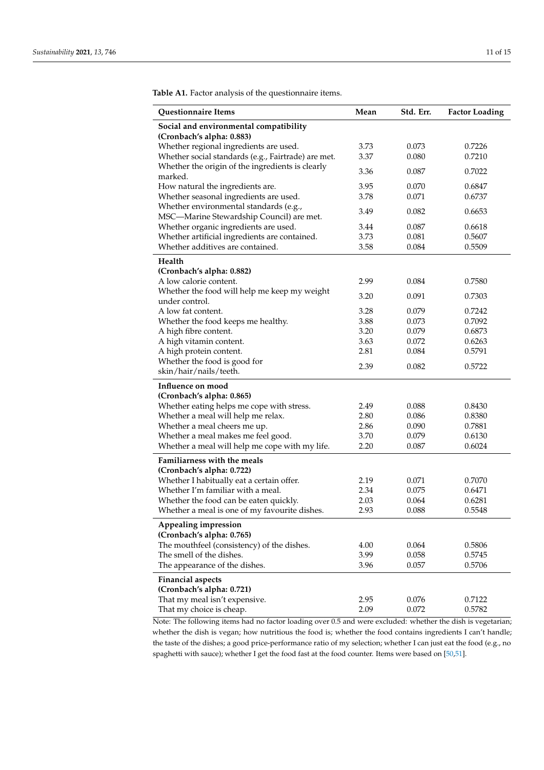**Table A1.** Factor analysis of the questionnaire items.

| Questionnaire Items | Mean | Std. Err. | Factor Loading |
|---|---|---|---|
| **Social and environmental compatibility (Cronbach's alpha: 0.883)** | | | |
| Whether regional ingredients are used. | 3.73 | 0.073 | 0.7226 |
| Whether social standards (e.g., Fairtrade) are met. | 3.37 | 0.080 | 0.7210 |
| Whether the origin of the ingredients is clearly marked. | 3.36 | 0.087 | 0.7022 |
| How natural the ingredients are. | 3.95 | 0.070 | 0.6847 |
| Whether seasonal ingredients are used. | 3.78 | 0.071 | 0.6737 |
| Whether environmental standards (e.g., MSC—Marine Stewardship Council) are met. | 3.49 | 0.082 | 0.6653 |
| Whether organic ingredients are used. | 3.44 | 0.087 | 0.6618 |
| Whether artificial ingredients are contained. | 3.73 | 0.081 | 0.5607 |
| Whether additives are contained. | 3.58 | 0.084 | 0.5509 |
| **Health (Cronbach's alpha: 0.882)** | | | |
| A low calorie content. | 2.99 | 0.084 | 0.7580 |
| Whether the food will help me keep my weight under control. | 3.20 | 0.091 | 0.7303 |
| A low fat content. | 3.28 | 0.079 | 0.7242 |
| Whether the food keeps me healthy. | 3.88 | 0.073 | 0.7092 |
| A high fibre content. | 3.20 | 0.079 | 0.6873 |
| A high vitamin content. | 3.63 | 0.072 | 0.6263 |
| A high protein content. | 2.81 | 0.084 | 0.5791 |
| Whether the food is good for skin/hair/nails/teeth. | 2.39 | 0.082 | 0.5722 |
| **Influence on mood (Cronbach's alpha: 0.865)** | | | |
| Whether eating helps me cope with stress. | 2.49 | 0.088 | 0.8430 |
| Whether a meal will help me relax. | 2.80 | 0.086 | 0.8380 |
| Whether a meal cheers me up. | 2.86 | 0.090 | 0.7881 |
| Whether a meal makes me feel good. | 3.70 | 0.079 | 0.6130 |
| Whether a meal will help me cope with my life. | 2.20 | 0.087 | 0.6024 |
| **Familiarness with the meals (Cronbach's alpha: 0.722)** | | | |
| Whether I habitually eat a certain offer. | 2.19 | 0.071 | 0.7070 |
| Whether I'm familiar with a meal. | 2.34 | 0.075 | 0.6471 |
| Whether the food can be eaten quickly. | 2.03 | 0.064 | 0.6281 |
| Whether a meal is one of my favourite dishes. | 2.93 | 0.088 | 0.5548 |
| **Appealing impression (Cronbach's alpha: 0.765)** | | | |
| The mouthfeel (consistency) of the dishes. | 4.00 | 0.064 | 0.5806 |
| The smell of the dishes. | 3.99 | 0.058 | 0.5745 |
| The appearance of the dishes. | 3.96 | 0.057 | 0.5706 |
| **Financial aspects (Cronbach's alpha: 0.721)** | | | |
| That my meal isn't expensive. | 2.95 | 0.076 | 0.7122 |
| That my choice is cheap. | 2.09 | 0.072 | 0.5782 |

Note: The following items had no factor loading over 0.5 and were excluded: whether the dish is vegetarian; whether the dish is vegan; how nutritious the food is; whether the food contains ingredients I can't handle; the taste of the dishes; a good price-performance ratio of my selection; whether I can just eat the food (e.g., no spaghetti with sauce); whether I get the food fast at the food counter. Items were based on [50,51].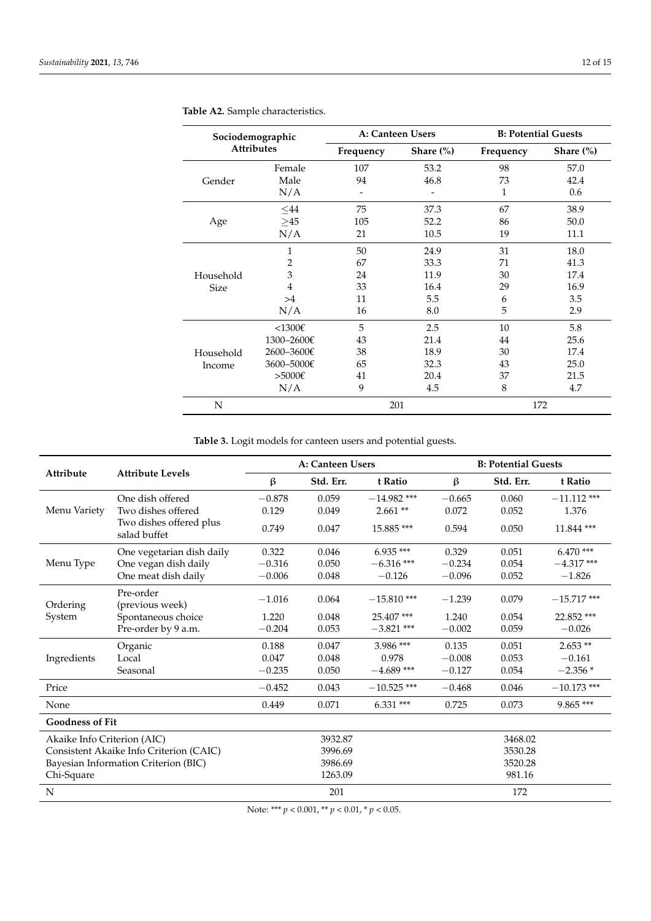**Table A2.** Sample characteristics.

| Sociodemographic Attributes | | A: Canteen Users | | B: Potential Guests | |
|---|---|---|---|---|---|
| | | Frequency | Share (%) | Frequency | Share (%) |
| Gender | Female | 107 | 53.2 | 98 | 57.0 |
| | Male | 94 | 46.8 | 73 | 42.4 |
| | N/A | - | - | 1 | 0.6 |
| Age | ≤44 | 75 | 37.3 | 67 | 38.9 |
| | ≥45 | 105 | 52.2 | 86 | 50.0 |
| | N/A | 21 | 10.5 | 19 | 11.1 |
| Household Size | 1 | 50 | 24.9 | 31 | 18.0 |
| | 2 | 67 | 33.3 | 71 | 41.3 |
| | 3 | 24 | 11.9 | 30 | 17.4 |
| | 4 | 33 | 16.4 | 29 | 16.9 |
| | >4 | 11 | 5.5 | 6 | 3.5 |
| | N/A | 16 | 8.0 | 5 | 2.9 |
| Household Income | <1300€ | 5 | 2.5 | 10 | 5.8 |
| | 1300–2600€ | 43 | 21.4 | 44 | 25.6 |
| | 2600–3600€ | 38 | 18.9 | 30 | 17.4 |
| | 3600–5000€ | 65 | 32.3 | 43 | 25.0 |
| | >5000€ | 41 | 20.4 | 37 | 21.5 |
| | N/A | 9 | 4.5 | 8 | 4.7 |
| N | | 201 | | 172 | |

**Table 3.** Logit models for canteen users and potential guests.

| Attribute | Attribute Levels | A: Canteen Users | | | B: Potential Guests | | |
|---|---|---|---|---|---|---|---|
| | | β | Std. Err. | t Ratio | β | Std. Err. | t Ratio |
| Menu Variety | One dish offered | −0.878 | 0.059 | −14.982 *** | −0.665 | 0.060 | −11.112 *** |
| | Two dishes offered | 0.129 | 0.049 | 2.661 ** | 0.072 | 0.052 | 1.376 |
| | Two dishes offered plus salad buffet | 0.749 | 0.047 | 15.885 *** | 0.594 | 0.050 | 11.844 *** |
| Menu Type | One vegetarian dish daily | 0.322 | 0.046 | 6.935 *** | 0.329 | 0.051 | 6.470 *** |
| | One vegan dish daily | −0.316 | 0.050 | −6.316 *** | −0.234 | 0.054 | −4.317 *** |
| | One meat dish daily | −0.006 | 0.048 | −0.126 | −0.096 | 0.052 | −1.826 |
| Ordering System | Pre-order (previous week) | −1.016 | 0.064 | −15.810 *** | −1.239 | 0.079 | −15.717 *** |
| | Spontaneous choice | 1.220 | 0.048 | 25.407 *** | 1.240 | 0.054 | 22.852 *** |
| | Pre-order by 9 a.m. | −0.204 | 0.053 | −3.821 *** | −0.002 | 0.059 | −0.026 |
| Ingredients | Organic | 0.188 | 0.047 | 3.986 *** | 0.135 | 0.051 | 2.653 ** |
| | Local | 0.047 | 0.048 | 0.978 | −0.008 | 0.053 | −0.161 |
| | Seasonal | −0.235 | 0.050 | −4.689 *** | −0.127 | 0.054 | −2.356 * |
| Price | | −0.452 | 0.043 | −10.525 *** | −0.468 | 0.046 | −10.173 *** |
| None | | 0.449 | 0.071 | 6.331 *** | 0.725 | 0.073 | 9.865 *** |
| **Goodness of Fit** | | | | | | | |
| Akaike Info Criterion (AIC) | | | 3932.87 | | | 3468.02 | |
| Consistent Akaike Info Criterion (CAIC) | | | 3996.69 | | | 3530.28 | |
| Bayesian Information Criterion (BIC) | | | 3986.69 | | | 3520.28 | |
| Chi-Square | | | 1263.09 | | | 981.16 | |
| N | | | 201 | | | 172 | |

Note: *** $p < 0.001$, ** $p < 0.01$, * $p < 0.05$.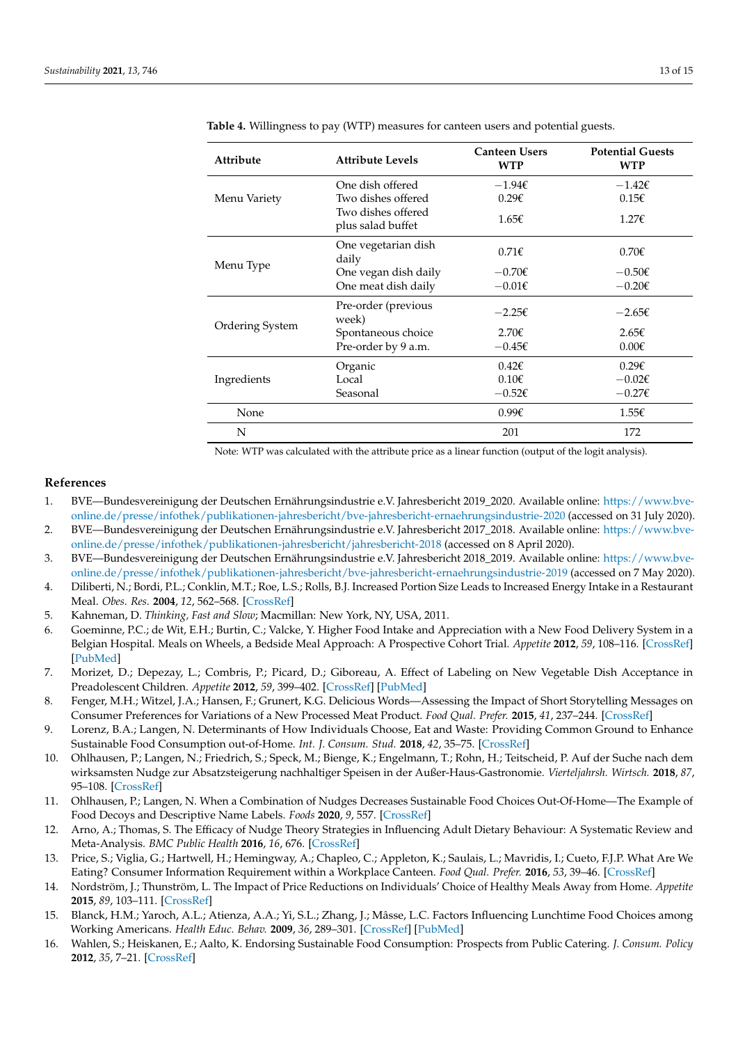**Table 4.** Willingness to pay (WTP) measures for canteen users and potential guests.

| Attribute | Attribute Levels | Canteen Users WTP | Potential Guests WTP |
|---|---|---|---|
| Menu Variety | One dish offered | −1.94€ | −1.42€ |
| | Two dishes offered | 0.29€ | 0.15€ |
| | Two dishes offered plus salad buffet | 1.65€ | 1.27€ |
| Menu Type | One vegetarian dish daily | 0.71€ | 0.70€ |
| | One vegan dish daily | −0.70€ | −0.50€ |
| | One meat dish daily | −0.01€ | −0.20€ |
| Ordering System | Pre-order (previous week) | −2.25€ | −2.65€ |
| | Spontaneous choice | 2.70€ | 2.65€ |
| | Pre-order by 9 a.m. | −0.45€ | 0.00€ |
| Ingredients | Organic | 0.42€ | 0.29€ |
| | Local | 0.10€ | −0.02€ |
| | Seasonal | −0.52€ | −0.27€ |
| None | | 0.99€ | 1.55€ |
| N | | 201 | 172 |

Note: WTP was calculated with the attribute price as a linear function (output of the logit analysis).

## References

1. BVE—Bundesvereinigung der Deutschen Ernährungsindustrie e.V. Jahresbericht 2019_2020. Available online: https://www.bve-online.de/presse/infothek/publikationen-jahresbericht/bve-jahresbericht-ernaehrungsindustrie-2020 (accessed on 31 July 2020).
2. BVE—Bundesvereinigung der Deutschen Ernährungsindustrie e.V. Jahresbericht 2017_2018. Available online: https://www.bve-online.de/presse/infothek/publikationen-jahresbericht/jahresbericht-2018 (accessed on 8 April 2020).
3. BVE—Bundesvereinigung der Deutschen Ernährungsindustrie e.V. Jahresbericht 2018_2019. Available online: https://www.bve-online.de/presse/infothek/publikationen-jahresbericht/bve-jahresbericht-ernaehrungsindustrie-2019 (accessed on 7 May 2020).
4. Diliberti, N.; Bordi, P.L.; Conklin, M.T.; Roe, L.S.; Rolls, B.J. Increased Portion Size Leads to Increased Energy Intake in a Restaurant Meal. *Obes. Res.* **2004**, *12*, 562–568. [CrossRef]
5. Kahneman, D. *Thinking, Fast and Slow*; Macmillan: New York, NY, USA, 2011.
6. Goeminne, P.C.; de Wit, E.H.; Burtin, C.; Valcke, Y. Higher Food Intake and Appreciation with a New Food Delivery System in a Belgian Hospital. Meals on Wheels, a Bedside Meal Approach: A Prospective Cohort Trial. *Appetite* **2012**, *59*, 108–116. [CrossRef] [PubMed]
7. Morizet, D.; Depezay, L.; Combris, P.; Picard, D.; Giboreau, A. Effect of Labeling on New Vegetable Dish Acceptance in Preadolescent Children. *Appetite* **2012**, *59*, 399–402. [CrossRef] [PubMed]
8. Fenger, M.H.; Witzel, J.A.; Hansen, F.; Grunert, K.G. Delicious Words—Assessing the Impact of Short Storytelling Messages on Consumer Preferences for Variations of a New Processed Meat Product. *Food Qual. Prefer.* **2015**, *41*, 237–244. [CrossRef]
9. Lorenz, B.A.; Langen, N. Determinants of How Individuals Choose, Eat and Waste: Providing Common Ground to Enhance Sustainable Food Consumption out-of-Home. *Int. J. Consum. Stud.* **2018**, *42*, 35–75. [CrossRef]
10. Ohlhausen, P.; Langen, N.; Friedrich, S.; Speck, M.; Bienge, K.; Engelmann, T.; Rohn, H.; Teitscheid, P. Auf der Suche nach dem wirksamsten Nudge zur Absatzsteigerung nachhaltiger Speisen in der Außer-Haus-Gastronomie. *Vierteljahrsh. Wirtsch.* **2018**, *87*, 95–108. [CrossRef]
11. Ohlhausen, P.; Langen, N. When a Combination of Nudges Decreases Sustainable Food Choices Out-Of-Home—The Example of Food Decoys and Descriptive Name Labels. *Foods* **2020**, *9*, 557. [CrossRef]
12. Arno, A.; Thomas, S. The Efficacy of Nudge Theory Strategies in Influencing Adult Dietary Behaviour: A Systematic Review and Meta-Analysis. *BMC Public Health* **2016**, *16*, 676. [CrossRef]
13. Price, S.; Viglia, G.; Hartwell, H.; Hemingway, A.; Chapleo, C.; Appleton, K.; Saulais, L.; Mavridis, I.; Cueto, F.J.P. What Are We Eating? Consumer Information Requirement within a Workplace Canteen. *Food Qual. Prefer.* **2016**, *53*, 39–46. [CrossRef]
14. Nordström, J.; Thunström, L. The Impact of Price Reductions on Individuals' Choice of Healthy Meals Away from Home. *Appetite* **2015**, *89*, 103–111. [CrossRef]
15. Blanck, H.M.; Yaroch, A.L.; Atienza, A.A.; Yi, S.L.; Zhang, J.; Mâsse, L.C. Factors Influencing Lunchtime Food Choices among Working Americans. *Health Educ. Behav.* **2009**, *36*, 289–301. [CrossRef] [PubMed]
16. Wahlen, S.; Heiskanen, E.; Aalto, K. Endorsing Sustainable Food Consumption: Prospects from Public Catering. *J. Consum. Policy* **2012**, *35*, 7–21. [CrossRef]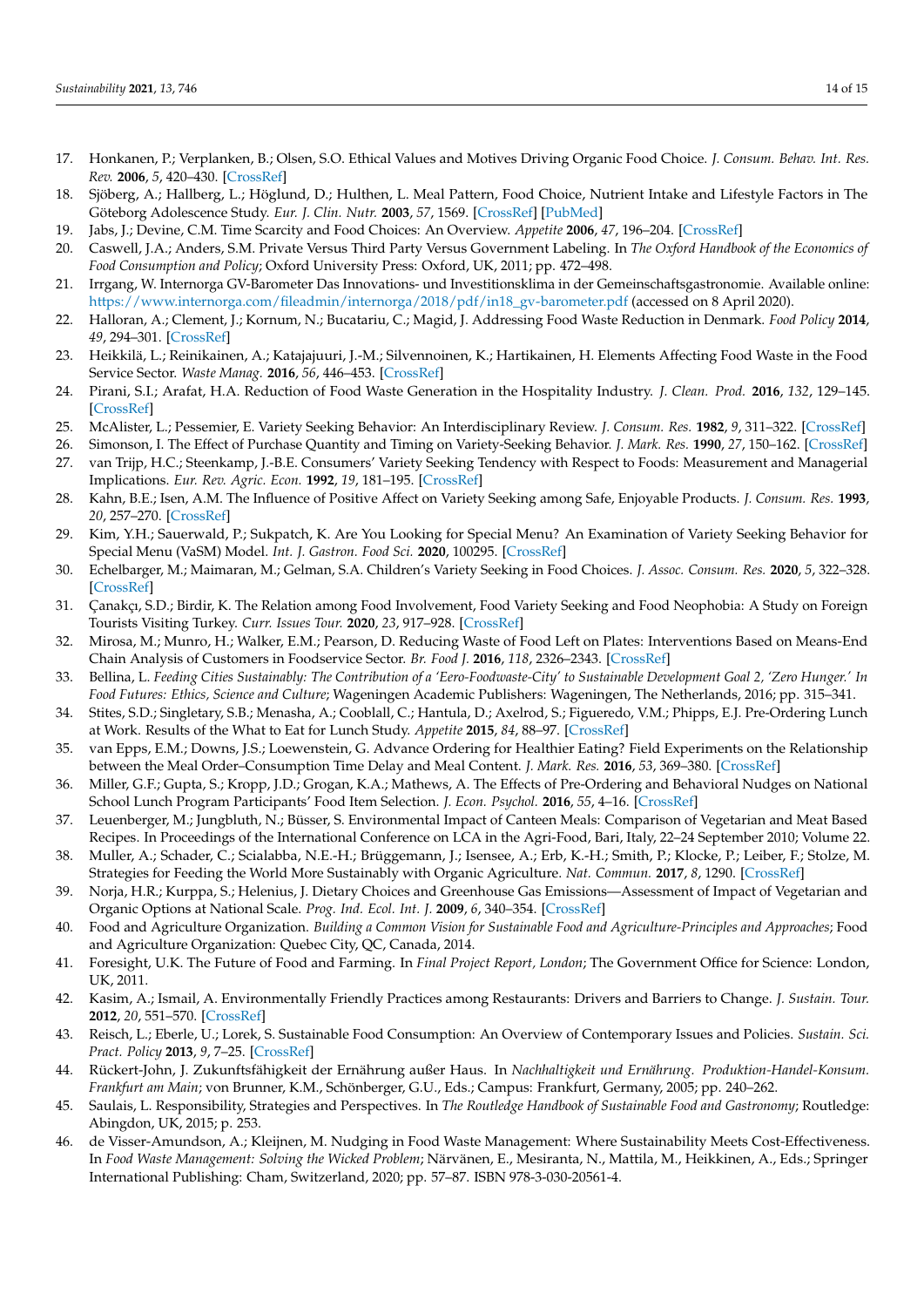17. Honkanen, P.; Verplanken, B.; Olsen, S.O. Ethical Values and Motives Driving Organic Food Choice. *J. Consum. Behav. Int. Res. Rev.* **2006**, *5*, 420–430. [CrossRef]
18. Sjöberg, A.; Hallberg, L.; Höglund, D.; Hulthen, L. Meal Pattern, Food Choice, Nutrient Intake and Lifestyle Factors in The Göteborg Adolescence Study. *Eur. J. Clin. Nutr.* **2003**, *57*, 1569. [CrossRef] [PubMed]
19. Jabs, J.; Devine, C.M. Time Scarcity and Food Choices: An Overview. *Appetite* **2006**, *47*, 196–204. [CrossRef]
20. Caswell, J.A.; Anders, S.M. Private Versus Third Party Versus Government Labeling. In *The Oxford Handbook of the Economics of Food Consumption and Policy*; Oxford University Press: Oxford, UK, 2011; pp. 472–498.
21. Irrgang, W. Internorga GV-Barometer Das Innovations- und Investitionsklima in der Gemeinschaftsgastronomie. Available online: https://www.internorga.com/fileadmin/internorga/2018/pdf/in18_gv-barometer.pdf (accessed on 8 April 2020).
22. Halloran, A.; Clement, J.; Kornum, N.; Bucatariu, C.; Magid, J. Addressing Food Waste Reduction in Denmark. *Food Policy* **2014**, *49*, 294–301. [CrossRef]
23. Heikkilä, L.; Reinikainen, A.; Katajajuuri, J.-M.; Silvennoinen, K.; Hartikainen, H. Elements Affecting Food Waste in the Food Service Sector. *Waste Manag.* **2016**, *56*, 446–453. [CrossRef]
24. Pirani, S.I.; Arafat, H.A. Reduction of Food Waste Generation in the Hospitality Industry. *J. Clean. Prod.* **2016**, *132*, 129–145. [CrossRef]
25. McAlister, L.; Pessemier, E. Variety Seeking Behavior: An Interdisciplinary Review. *J. Consum. Res.* **1982**, *9*, 311–322. [CrossRef]
26. Simonson, I. The Effect of Purchase Quantity and Timing on Variety-Seeking Behavior. *J. Mark. Res.* **1990**, *27*, 150–162. [CrossRef]
27. van Trijp, H.C.; Steenkamp, J.-B.E. Consumers' Variety Seeking Tendency with Respect to Foods: Measurement and Managerial Implications. *Eur. Rev. Agric. Econ.* **1992**, *19*, 181–195. [CrossRef]
28. Kahn, B.E.; Isen, A.M. The Influence of Positive Affect on Variety Seeking among Safe, Enjoyable Products. *J. Consum. Res.* **1993**, *20*, 257–270. [CrossRef]
29. Kim, Y.H.; Sauerwald, P.; Sukpatch, K. Are You Looking for Special Menu? An Examination of Variety Seeking Behavior for Special Menu (VaSM) Model. *Int. J. Gastron. Food Sci.* **2020**, 100295. [CrossRef]
30. Echelbarger, M.; Maimaran, M.; Gelman, S.A. Children's Variety Seeking in Food Choices. *J. Assoc. Consum. Res.* **2020**, *5*, 322–328. [CrossRef]
31. Çanakçı, S.D.; Birdir, K. The Relation among Food Involvement, Food Variety Seeking and Food Neophobia: A Study on Foreign Tourists Visiting Turkey. *Curr. Issues Tour.* **2020**, *23*, 917–928. [CrossRef]
32. Mirosa, M.; Munro, H.; Walker, E.M.; Pearson, D. Reducing Waste of Food Left on Plates: Interventions Based on Means-End Chain Analysis of Customers in Foodservice Sector. *Br. Food J.* **2016**, *118*, 2326–2343. [CrossRef]
33. Bellina, L. *Feeding Cities Sustainably: The Contribution of a 'Eero-Foodwaste-City' to Sustainable Development Goal 2, 'Zero Hunger.' In Food Futures: Ethics, Science and Culture*; Wageningen Academic Publishers: Wageningen, The Netherlands, 2016; pp. 315–341.
34. Stites, S.D.; Singletary, S.B.; Menasha, A.; Cooblall, C.; Hantula, D.; Axelrod, S.; Figueredo, V.M.; Phipps, E.J. Pre-Ordering Lunch at Work. Results of the What to Eat for Lunch Study. *Appetite* **2015**, *84*, 88–97. [CrossRef]
35. van Epps, E.M.; Downs, J.S.; Loewenstein, G. Advance Ordering for Healthier Eating? Field Experiments on the Relationship between the Meal Order–Consumption Time Delay and Meal Content. *J. Mark. Res.* **2016**, *53*, 369–380. [CrossRef]
36. Miller, G.F.; Gupta, S.; Kropp, J.D.; Grogan, K.A.; Mathews, A. The Effects of Pre-Ordering and Behavioral Nudges on National School Lunch Program Participants' Food Item Selection. *J. Econ. Psychol.* **2016**, *55*, 4–16. [CrossRef]
37. Leuenberger, M.; Jungbluth, N.; Büsser, S. Environmental Impact of Canteen Meals: Comparison of Vegetarian and Meat Based Recipes. In Proceedings of the International Conference on LCA in the Agri-Food, Bari, Italy, 22–24 September 2010; Volume 22.
38. Muller, A.; Schader, C.; Scialabba, N.E.-H.; Brüggemann, J.; Isensee, A.; Erb, K.-H.; Smith, P.; Klocke, P.; Leiber, F.; Stolze, M. Strategies for Feeding the World More Sustainably with Organic Agriculture. *Nat. Commun.* **2017**, *8*, 1290. [CrossRef]
39. Norja, H.R.; Kurppa, S.; Helenius, J. Dietary Choices and Greenhouse Gas Emissions—Assessment of Impact of Vegetarian and Organic Options at National Scale. *Prog. Ind. Ecol. Int. J.* **2009**, *6*, 340–354. [CrossRef]
40. Food and Agriculture Organization. *Building a Common Vision for Sustainable Food and Agriculture-Principles and Approaches*; Food and Agriculture Organization: Quebec City, QC, Canada, 2014.
41. Foresight, U.K. The Future of Food and Farming. In *Final Project Report, London*; The Government Office for Science: London, UK, 2011.
42. Kasim, A.; Ismail, A. Environmentally Friendly Practices among Restaurants: Drivers and Barriers to Change. *J. Sustain. Tour.* **2012**, *20*, 551–570. [CrossRef]
43. Reisch, L.; Eberle, U.; Lorek, S. Sustainable Food Consumption: An Overview of Contemporary Issues and Policies. *Sustain. Sci. Pract. Policy* **2013**, *9*, 7–25. [CrossRef]
44. Rückert-John, J. Zukunftsfähigkeit der Ernährung außer Haus. In *Nachhaltigkeit und Ernährung. Produktion-Handel-Konsum. Frankfurt am Main*; von Brunner, K.M., Schönberger, G.U., Eds.; Campus: Frankfurt, Germany, 2005; pp. 240–262.
45. Saulais, L. Responsibility, Strategies and Perspectives. In *The Routledge Handbook of Sustainable Food and Gastronomy*; Routledge: Abingdon, UK, 2015; p. 253.
46. de Visser-Amundson, A.; Kleijnen, M. Nudging in Food Waste Management: Where Sustainability Meets Cost-Effectiveness. In *Food Waste Management: Solving the Wicked Problem*; Närvänen, E., Mesiranta, N., Mattila, M., Heikkinen, A., Eds.; Springer International Publishing: Cham, Switzerland, 2020; pp. 57–87. ISBN 978-3-030-20561-4.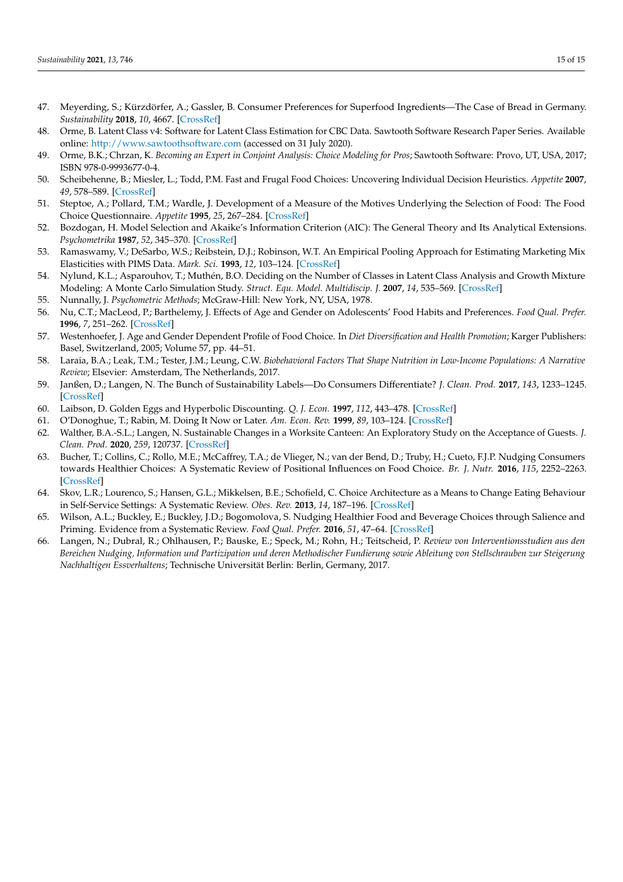47. Meyerding, S.; Kürzdörfer, A.; Gassler, B. Consumer Preferences for Superfood Ingredients—The Case of Bread in Germany. *Sustainability* **2018**, *10*, 4667. [CrossRef]
48. Orme, B. Latent Class v4: Software for Latent Class Estimation for CBC Data. Sawtooth Software Research Paper Series. Available online: http://www.sawtoothsoftware.com (accessed on 31 July 2020).
49. Orme, B.K.; Chrzan, K. *Becoming an Expert in Conjoint Analysis: Choice Modeling for Pros*; Sawtooth Software: Provo, UT, USA, 2017; ISBN 978-0-9993677-0-4.
50. Scheibehenne, B.; Miesler, L.; Todd, P.M. Fast and Frugal Food Choices: Uncovering Individual Decision Heuristics. *Appetite* **2007**, *49*, 578–589. [CrossRef]
51. Steptoe, A.; Pollard, T.M.; Wardle, J. Development of a Measure of the Motives Underlying the Selection of Food: The Food Choice Questionnaire. *Appetite* **1995**, *25*, 267–284. [CrossRef]
52. Bozdogan, H. Model Selection and Akaike's Information Criterion (AIC): The General Theory and Its Analytical Extensions. *Psychometrika* **1987**, *52*, 345–370. [CrossRef]
53. Ramaswamy, V.; DeSarbo, W.S.; Reibstein, D.J.; Robinson, W.T. An Empirical Pooling Approach for Estimating Marketing Mix Elasticities with PIMS Data. *Mark. Sci.* **1993**, *12*, 103–124. [CrossRef]
54. Nylund, K.L.; Asparouhov, T.; Muthén, B.O. Deciding on the Number of Classes in Latent Class Analysis and Growth Mixture Modeling: A Monte Carlo Simulation Study. *Struct. Equ. Model. Multidiscip. J.* **2007**, *14*, 535–569. [CrossRef]
55. Nunnally, J. *Psychometric Methods*; McGraw-Hill: New York, NY, USA, 1978.
56. Nu, C.T.; MacLeod, P.; Barthelemy, J. Effects of Age and Gender on Adolescents' Food Habits and Preferences. *Food Qual. Prefer.* **1996**, *7*, 251–262. [CrossRef]
57. Westenhoefer, J. Age and Gender Dependent Profile of Food Choice. In *Diet Diversification and Health Promotion*; Karger Publishers: Basel, Switzerland, 2005; Volume 57, pp. 44–51.
58. Laraia, B.A.; Leak, T.M.; Tester, J.M.; Leung, C.W. *Biobehavioral Factors That Shape Nutrition in Low-Income Populations: A Narrative Review*; Elsevier: Amsterdam, The Netherlands, 2017.
59. Janßen, D.; Langen, N. The Bunch of Sustainability Labels—Do Consumers Differentiate? *J. Clean. Prod.* **2017**, *143*, 1233–1245. [CrossRef]
60. Laibson, D. Golden Eggs and Hyperbolic Discounting. *Q. J. Econ.* **1997**, *112*, 443–478. [CrossRef]
61. O'Donoghue, T.; Rabin, M. Doing It Now or Later. *Am. Econ. Rev.* **1999**, *89*, 103–124. [CrossRef]
62. Walther, B.A.-S.L.; Langen, N. Sustainable Changes in a Worksite Canteen: An Exploratory Study on the Acceptance of Guests. *J. Clean. Prod.* **2020**, *259*, 120737. [CrossRef]
63. Bucher, T.; Collins, C.; Rollo, M.E.; McCaffrey, T.A.; de Vlieger, N.; van der Bend, D.; Truby, H.; Cueto, F.J.P. Nudging Consumers towards Healthier Choices: A Systematic Review of Positional Influences on Food Choice. *Br. J. Nutr.* **2016**, *115*, 2252–2263. [CrossRef]
64. Skov, L.R.; Lourenco, S.; Hansen, G.L.; Mikkelsen, B.E.; Schofield, C. Choice Architecture as a Means to Change Eating Behaviour in Self-Service Settings: A Systematic Review. *Obes. Rev.* **2013**, *14*, 187–196. [CrossRef]
65. Wilson, A.L.; Buckley, E.; Buckley, J.D.; Bogomolova, S. Nudging Healthier Food and Beverage Choices through Salience and Priming. Evidence from a Systematic Review. *Food Qual. Prefer.* **2016**, *51*, 47–64. [CrossRef]
66. Langen, N.; Dubral, R.; Ohlhausen, P.; Bauske, E.; Speck, M.; Rohn, H.; Teitscheid, P. *Review von Interventionsstudien aus den Bereichen Nudging, Information und Partizipation und deren Methodischer Fundierung sowie Ableitung von Stellschrauben zur Steigerung Nachhaltigen Essverhaltens*; Technische Universität Berlin: Berlin, Germany, 2017.